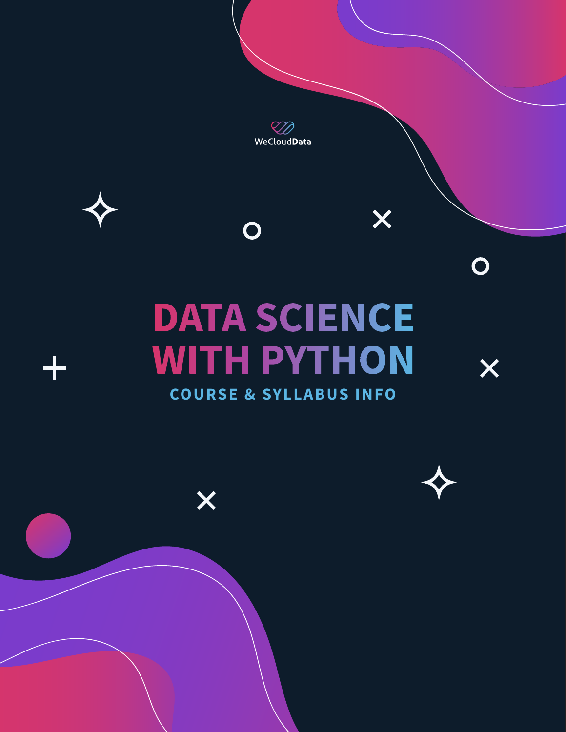WeCloudData

# DATA SCIENCE WITH PYTHON

## COURSE & SYLLABUS INFO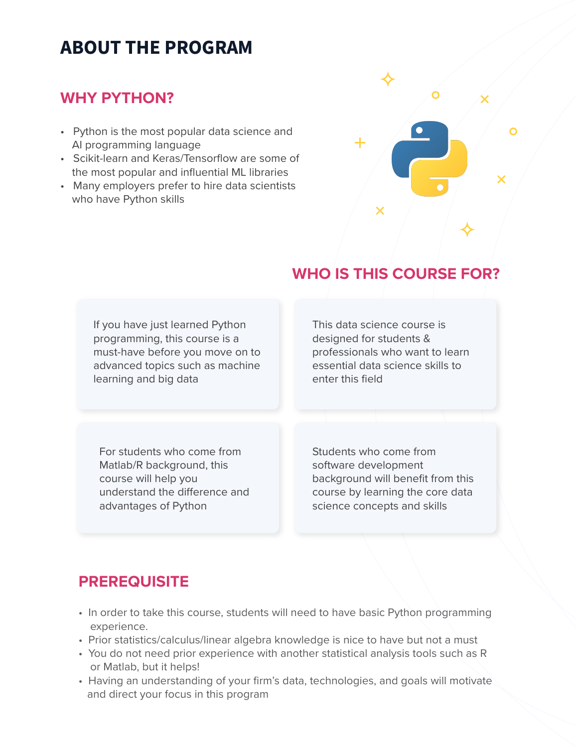# ABOUT THE PROGRAM

## WHY PYTHON?

- Python is the most popular data science and AI programming language
- Scikit-learn and Keras/Tensorflow are some of the most popular and influential ML libraries
- Many employers prefer to hire data scientists who have Python skills

## WHO IS THIS COURSE FOR?

If you have just learned Python programming, this course is a must-have before you move on to advanced topics such as machine learning and big data

This data science course is designed for students & professionals who want to learn essential data science skills to enter this field

For students who come from Matlab/R background, this course will help you understand the difference and advantages of Python

Students who come from software development background will benefit from this course by learning the core data science concepts and skills

## PREREQUISITE

- In order to take this course, students will need to have basic Python programming experience.
- Prior statistics/calculus/linear algebra knowledge is nice to have but not a must
- You do not need prior experience with another statistical analysis tools such as R or Matlab, but it helps!
- Having an understanding of your firm's data, technologies, and goals will motivate and direct your focus in this program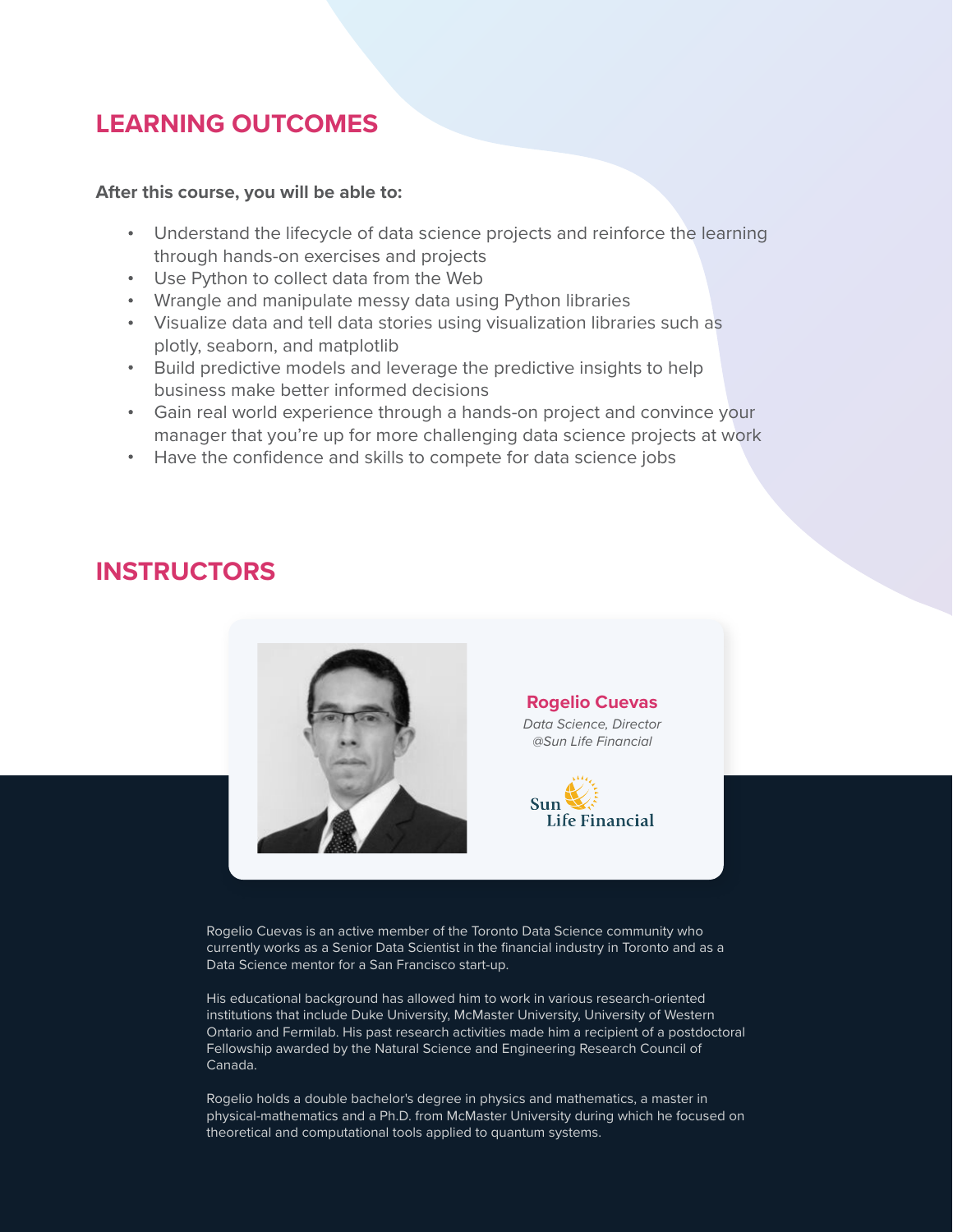## LEARNING OUTCOMES

**After this course, you will be able to:**

- Understand the lifecycle of data science projects and reinforce the learning through hands-on exercises and projects
- Use Python to collect data from the Web
- Wrangle and manipulate messy data using Python libraries
- Visualize data and tell data stories using visualization libraries such as plotly, seaborn, and matplotlib
- Build predictive models and leverage the predictive insights to help business make better informed decisions
- Gain real world experience through a hands-on project and convince your manager that you're up for more challenging data science projects at work
- Have the confidence and skills to compete for data science jobs

## INSTRUCTORS

**Rogelio Cuevas**

*Data Science, Director*
*@Sun Life Financial*

Sun Life Financial

Rogelio Cuevas is an active member of the Toronto Data Science community who currently works as a Senior Data Scientist in the financial industry in Toronto and as a Data Science mentor for a San Francisco start-up.

His educational background has allowed him to work in various research-oriented institutions that include Duke University, McMaster University, University of Western Ontario and Fermilab. His past research activities made him a recipient of a postdoctoral Fellowship awarded by the Natural Science and Engineering Research Council of Canada.

Rogelio holds a double bachelor's degree in physics and mathematics, a master in physical-mathematics and a Ph.D. from McMaster University during which he focused on theoretical and computational tools applied to quantum systems.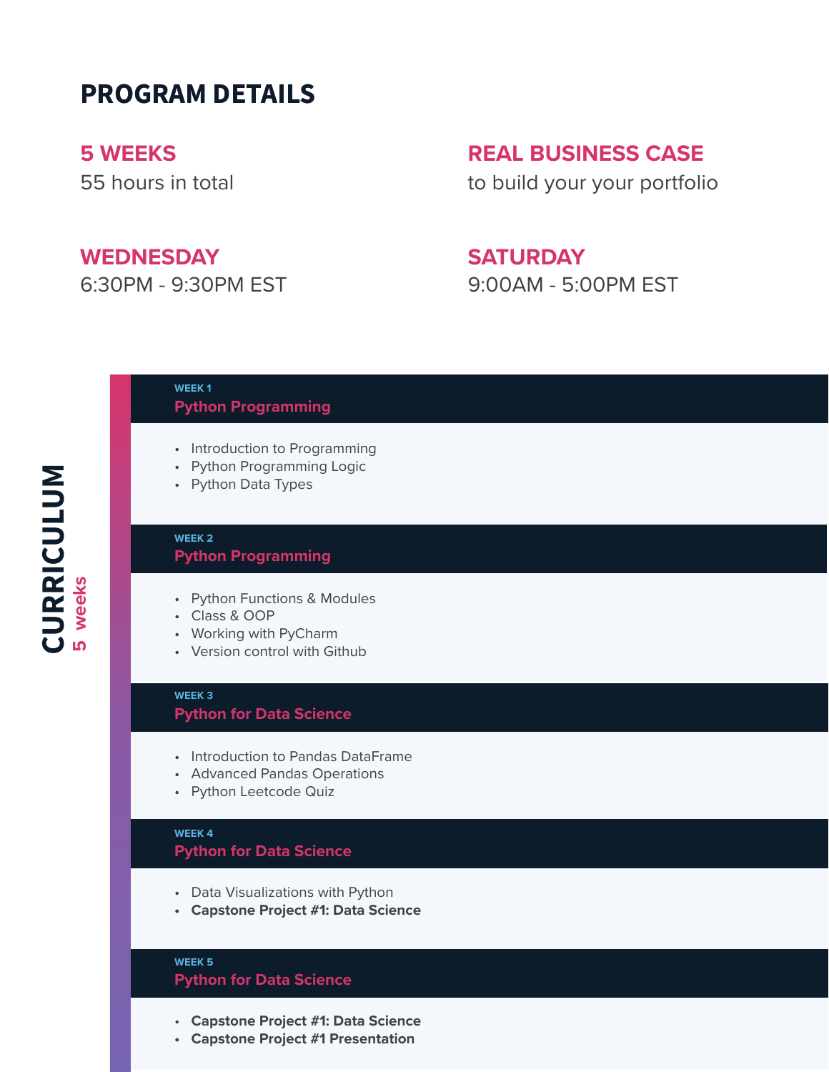# PROGRAM DETAILS

**5 WEEKS**
55 hours in total

**REAL BUSINESS CASE**
to build your your portfolio

**WEDNESDAY**
6:30PM - 9:30PM EST

**SATURDAY**
9:00AM - 5:00PM EST

## CURRICULUM
5 weeks

### WEEK 1
**Python Programming**

- Introduction to Programming
- Python Programming Logic
- Python Data Types

### WEEK 2
**Python Programming**

- Python Functions & Modules
- Class & OOP
- Working with PyCharm
- Version control with Github

### WEEK 3
**Python for Data Science**

- Introduction to Pandas DataFrame
- Advanced Pandas Operations
- Python Leetcode Quiz

### WEEK 4
**Python for Data Science**

- Data Visualizations with Python
- **Capstone Project #1: Data Science**

### WEEK 5
**Python for Data Science**

- **Capstone Project #1: Data Science**
- **Capstone Project #1 Presentation**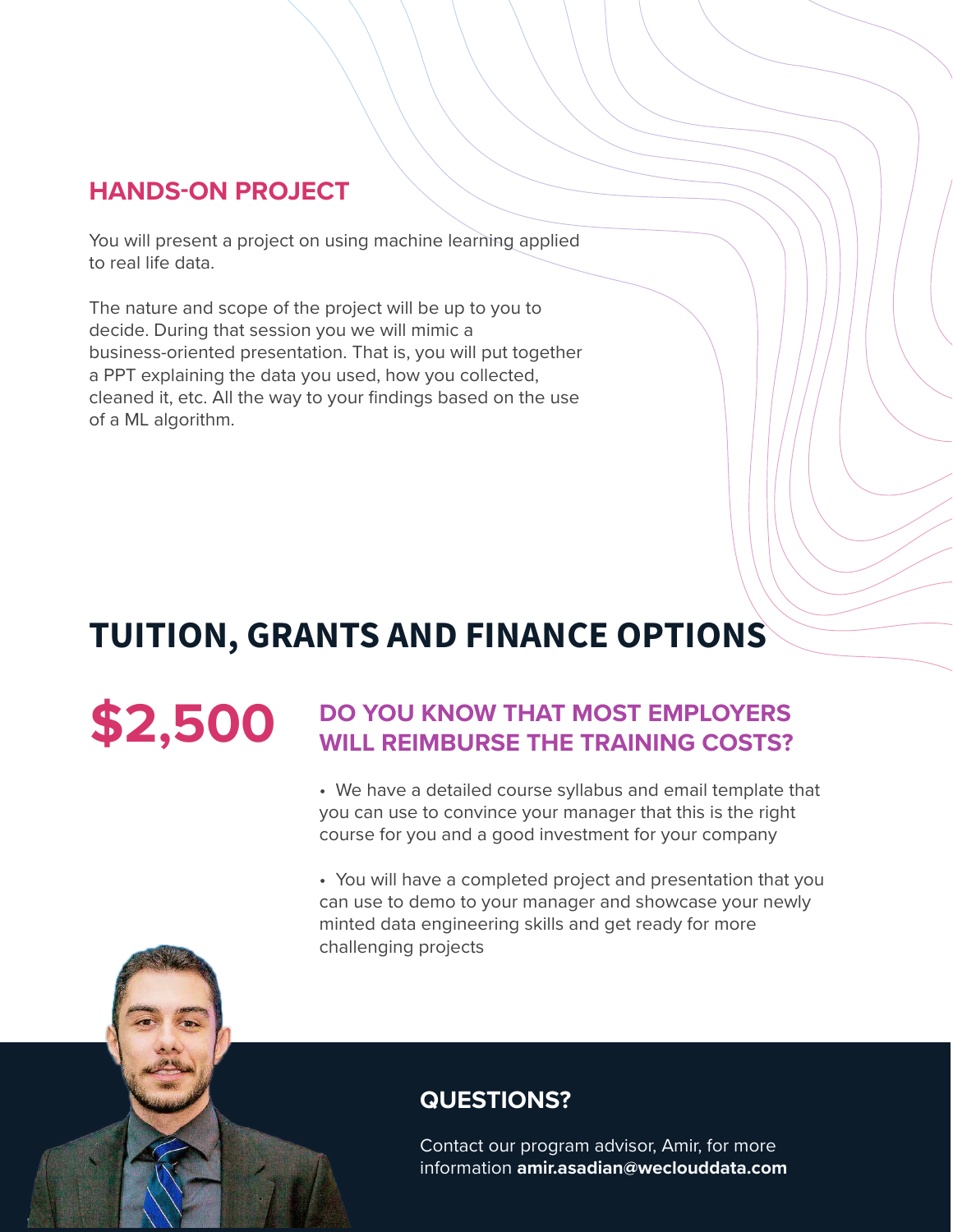## HANDS-ON PROJECT

You will present a project on using machine learning applied to real life data.

The nature and scope of the project will be up to you to decide. During that session you we will mimic a business-oriented presentation. That is, you will put together a PPT explaining the data you used, how you collected, cleaned it, etc. All the way to your findings based on the use of a ML algorithm.

# TUITION, GRANTS AND FINANCE OPTIONS

**$2,500**

### DO YOU KNOW THAT MOST EMPLOYERS WILL REIMBURSE THE TRAINING COSTS?

- We have a detailed course syllabus and email template that you can use to convince your manager that this is the right course for you and a good investment for your company

- You will have a completed project and presentation that you can use to demo to your manager and showcase your newly minted data engineering skills and get ready for more challenging projects

### QUESTIONS?

Contact our program advisor, Amir, for more information **amir.asadian@weclouddata.com**